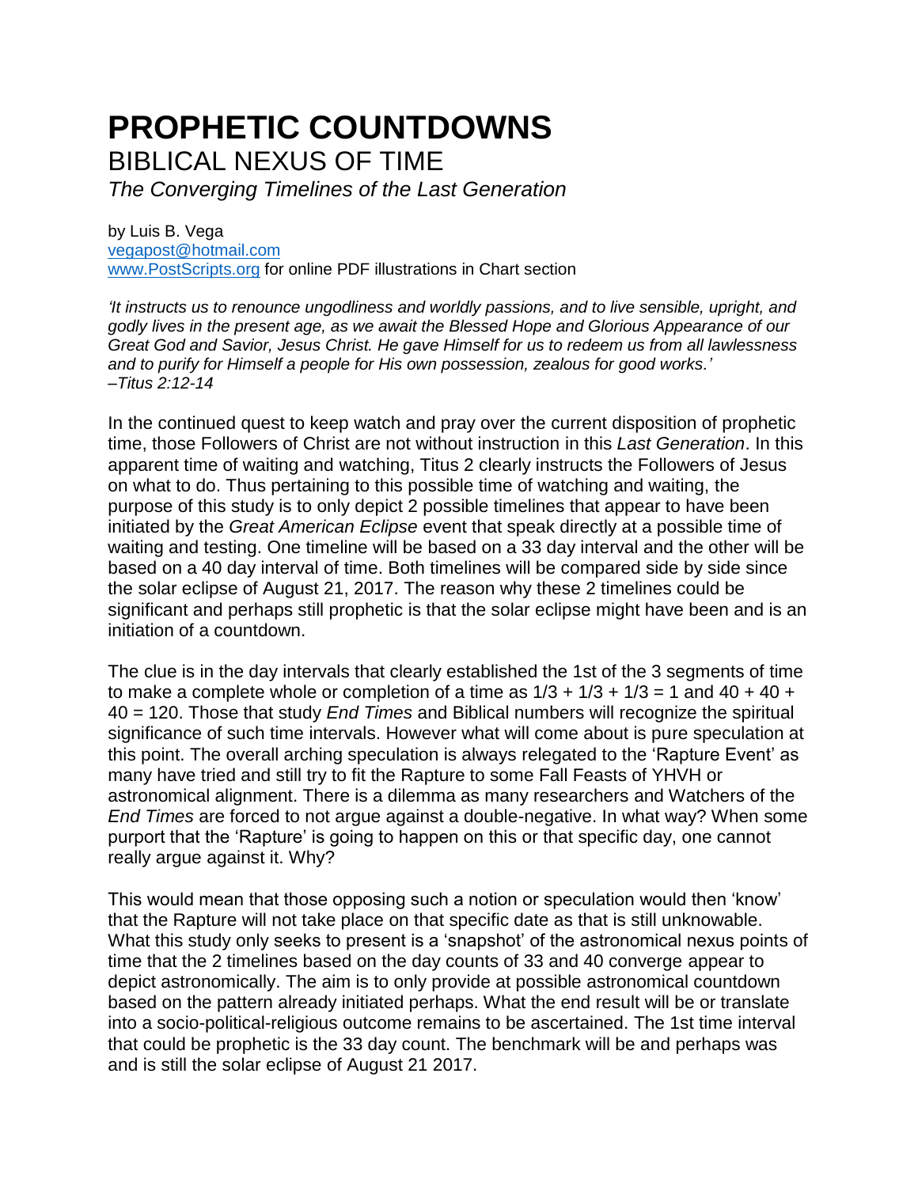# PROPHETIC COUNTDOWNS

## BIBLICAL NEXUS OF TIME

*The Converging Timelines of the Last Generation*

by Luis B. Vega
vegapost@hotmail.com
www.PostScripts.org for online PDF illustrations in Chart section

*'It instructs us to renounce ungodliness and worldly passions, and to live sensible, upright, and godly lives in the present age, as we await the Blessed Hope and Glorious Appearance of our Great God and Savior, Jesus Christ. He gave Himself for us to redeem us from all lawlessness and to purify for Himself a people for His own possession, zealous for good works.'*
*–Titus 2:12-14*

In the continued quest to keep watch and pray over the current disposition of prophetic time, those Followers of Christ are not without instruction in this *Last Generation*. In this apparent time of waiting and watching, Titus 2 clearly instructs the Followers of Jesus on what to do. Thus pertaining to this possible time of watching and waiting, the purpose of this study is to only depict 2 possible timelines that appear to have been initiated by the *Great American Eclipse* event that speak directly at a possible time of waiting and testing. One timeline will be based on a 33 day interval and the other will be based on a 40 day interval of time. Both timelines will be compared side by side since the solar eclipse of August 21, 2017. The reason why these 2 timelines could be significant and perhaps still prophetic is that the solar eclipse might have been and is an initiation of a countdown.

The clue is in the day intervals that clearly established the 1st of the 3 segments of time to make a complete whole or completion of a time as $1/3 + 1/3 + 1/3 = 1$ and $40 + 40 + 40 = 120$. Those that study *End Times* and Biblical numbers will recognize the spiritual significance of such time intervals. However what will come about is pure speculation at this point. The overall arching speculation is always relegated to the 'Rapture Event' as many have tried and still try to fit the Rapture to some Fall Feasts of YHVH or astronomical alignment. There is a dilemma as many researchers and Watchers of the *End Times* are forced to not argue against a double-negative. In what way? When some purport that the 'Rapture' is going to happen on this or that specific day, one cannot really argue against it. Why?

This would mean that those opposing such a notion or speculation would then 'know' that the Rapture will not take place on that specific date as that is still unknowable. What this study only seeks to present is a 'snapshot' of the astronomical nexus points of time that the 2 timelines based on the day counts of 33 and 40 converge appear to depict astronomically. The aim is to only provide at possible astronomical countdown based on the pattern already initiated perhaps. What the end result will be or translate into a socio-political-religious outcome remains to be ascertained. The 1st time interval that could be prophetic is the 33 day count. The benchmark will be and perhaps was and is still the solar eclipse of August 21 2017.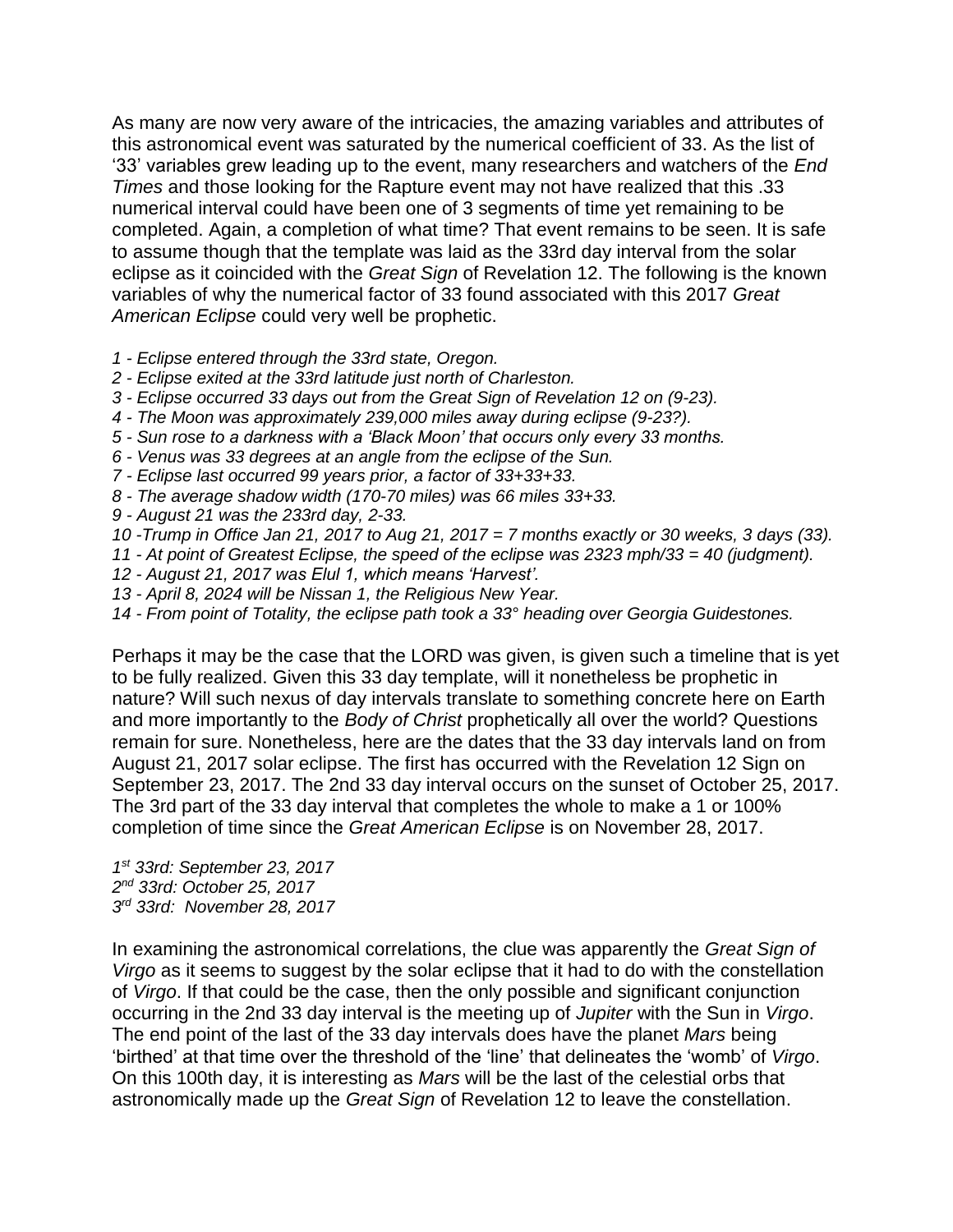As many are now very aware of the intricacies, the amazing variables and attributes of this astronomical event was saturated by the numerical coefficient of 33. As the list of '33' variables grew leading up to the event, many researchers and watchers of the *End Times* and those looking for the Rapture event may not have realized that this .33 numerical interval could have been one of 3 segments of time yet remaining to be completed. Again, a completion of what time? That event remains to be seen. It is safe to assume though that the template was laid as the 33rd day interval from the solar eclipse as it coincided with the *Great Sign* of Revelation 12. The following is the known variables of why the numerical factor of 33 found associated with this 2017 *Great American Eclipse* could very well be prophetic.

*1 - Eclipse entered through the 33rd state, Oregon.*
*2 - Eclipse exited at the 33rd latitude just north of Charleston.*
*3 - Eclipse occurred 33 days out from the Great Sign of Revelation 12 on (9-23).*
*4 - The Moon was approximately 239,000 miles away during eclipse (9-23?).*
*5 - Sun rose to a darkness with a 'Black Moon' that occurs only every 33 months.*
*6 - Venus was 33 degrees at an angle from the eclipse of the Sun.*
*7 - Eclipse last occurred 99 years prior, a factor of 33+33+33.*
*8 - The average shadow width (170-70 miles) was 66 miles 33+33.*
*9 - August 21 was the 233rd day, 2-33.*
*10 -Trump in Office Jan 21, 2017 to Aug 21, 2017 = 7 months exactly or 30 weeks, 3 days (33).*
*11 - At point of Greatest Eclipse, the speed of the eclipse was 2323 mph/33 = 40 (judgment).*
*12 - August 21, 2017 was Elul 1, which means 'Harvest'.*
*13 - April 8, 2024 will be Nissan 1, the Religious New Year.*
*14 - From point of Totality, the eclipse path took a 33° heading over Georgia Guidestones.*

Perhaps it may be the case that the LORD was given, is given such a timeline that is yet to be fully realized. Given this 33 day template, will it nonetheless be prophetic in nature? Will such nexus of day intervals translate to something concrete here on Earth and more importantly to the *Body of Christ* prophetically all over the world? Questions remain for sure. Nonetheless, here are the dates that the 33 day intervals land on from August 21, 2017 solar eclipse. The first has occurred with the Revelation 12 Sign on September 23, 2017. The 2nd 33 day interval occurs on the sunset of October 25, 2017. The 3rd part of the 33 day interval that completes the whole to make a 1 or 100% completion of time since the *Great American Eclipse* is on November 28, 2017.

*1st 33rd: September 23, 2017*
*2nd 33rd: October 25, 2017*
*3rd 33rd: November 28, 2017*

In examining the astronomical correlations, the clue was apparently the *Great Sign of Virgo* as it seems to suggest by the solar eclipse that it had to do with the constellation of *Virgo*. If that could be the case, then the only possible and significant conjunction occurring in the 2nd 33 day interval is the meeting up of *Jupiter* with the Sun in *Virgo*. The end point of the last of the 33 day intervals does have the planet *Mars* being 'birthed' at that time over the threshold of the 'line' that delineates the 'womb' of *Virgo*. On this 100th day, it is interesting as *Mars* will be the last of the celestial orbs that astronomically made up the *Great Sign* of Revelation 12 to leave the constellation.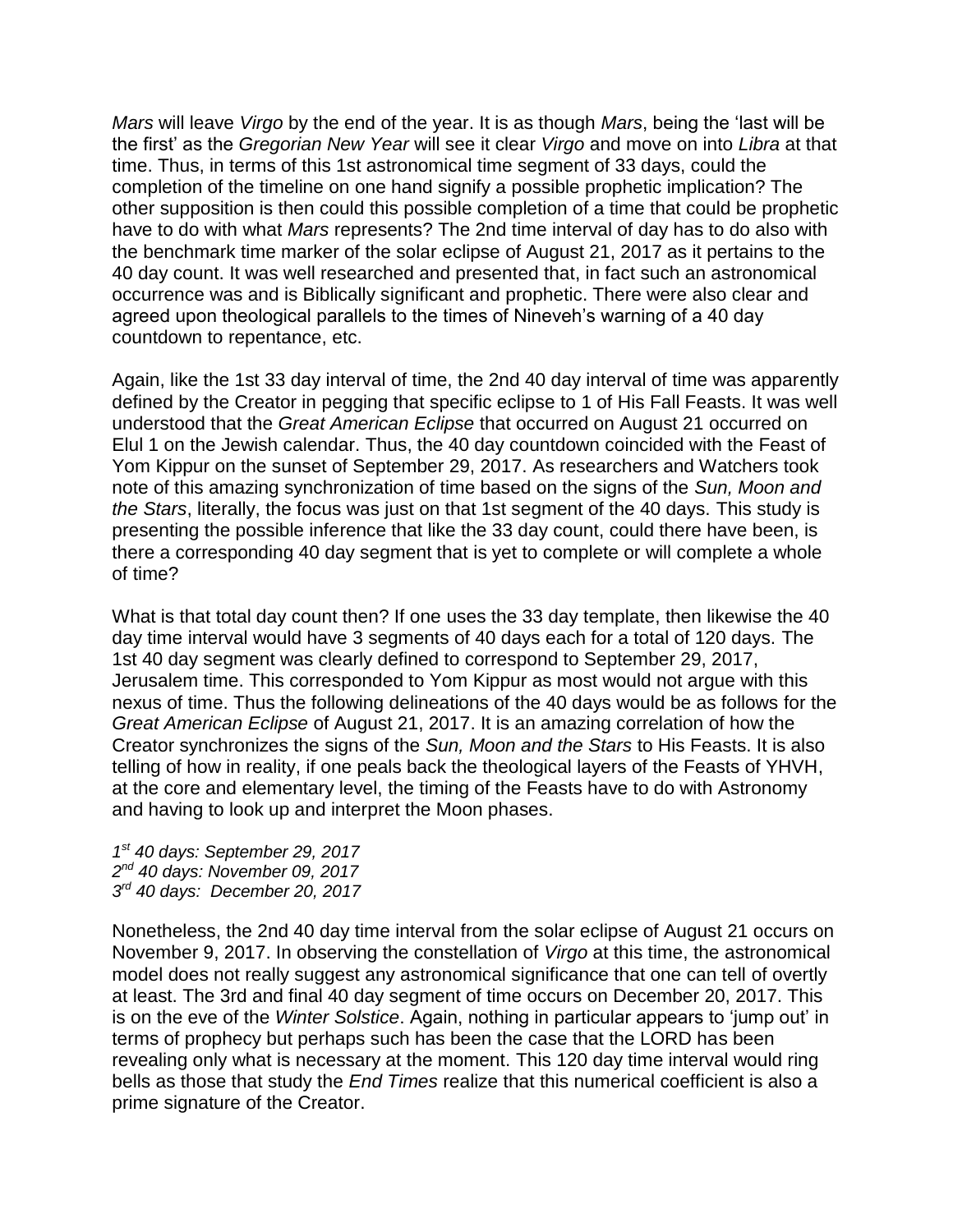*Mars* will leave *Virgo* by the end of the year. It is as though *Mars*, being the 'last will be the first' as the *Gregorian New Year* will see it clear *Virgo* and move on into *Libra* at that time. Thus, in terms of this 1st astronomical time segment of 33 days, could the completion of the timeline on one hand signify a possible prophetic implication? The other supposition is then could this possible completion of a time that could be prophetic have to do with what *Mars* represents? The 2nd time interval of day has to do also with the benchmark time marker of the solar eclipse of August 21, 2017 as it pertains to the 40 day count. It was well researched and presented that, in fact such an astronomical occurrence was and is Biblically significant and prophetic. There were also clear and agreed upon theological parallels to the times of Nineveh's warning of a 40 day countdown to repentance, etc.

Again, like the 1st 33 day interval of time, the 2nd 40 day interval of time was apparently defined by the Creator in pegging that specific eclipse to 1 of His Fall Feasts. It was well understood that the *Great American Eclipse* that occurred on August 21 occurred on Elul 1 on the Jewish calendar. Thus, the 40 day countdown coincided with the Feast of Yom Kippur on the sunset of September 29, 2017. As researchers and Watchers took note of this amazing synchronization of time based on the signs of the *Sun, Moon and the Stars*, literally, the focus was just on that 1st segment of the 40 days. This study is presenting the possible inference that like the 33 day count, could there have been, is there a corresponding 40 day segment that is yet to complete or will complete a whole of time?

What is that total day count then? If one uses the 33 day template, then likewise the 40 day time interval would have 3 segments of 40 days each for a total of 120 days. The 1st 40 day segment was clearly defined to correspond to September 29, 2017, Jerusalem time. This corresponded to Yom Kippur as most would not argue with this nexus of time. Thus the following delineations of the 40 days would be as follows for the *Great American Eclipse* of August 21, 2017. It is an amazing correlation of how the Creator synchronizes the signs of the *Sun, Moon and the Stars* to His Feasts. It is also telling of how in reality, if one peals back the theological layers of the Feasts of YHVH, at the core and elementary level, the timing of the Feasts have to do with Astronomy and having to look up and interpret the Moon phases.

*1st 40 days: September 29, 2017*
*2nd 40 days: November 09, 2017*
*3rd 40 days: December 20, 2017*

Nonetheless, the 2nd 40 day time interval from the solar eclipse of August 21 occurs on November 9, 2017. In observing the constellation of *Virgo* at this time, the astronomical model does not really suggest any astronomical significance that one can tell of overtly at least. The 3rd and final 40 day segment of time occurs on December 20, 2017. This is on the eve of the *Winter Solstice*. Again, nothing in particular appears to 'jump out' in terms of prophecy but perhaps such has been the case that the LORD has been revealing only what is necessary at the moment. This 120 day time interval would ring bells as those that study the *End Times* realize that this numerical coefficient is also a prime signature of the Creator.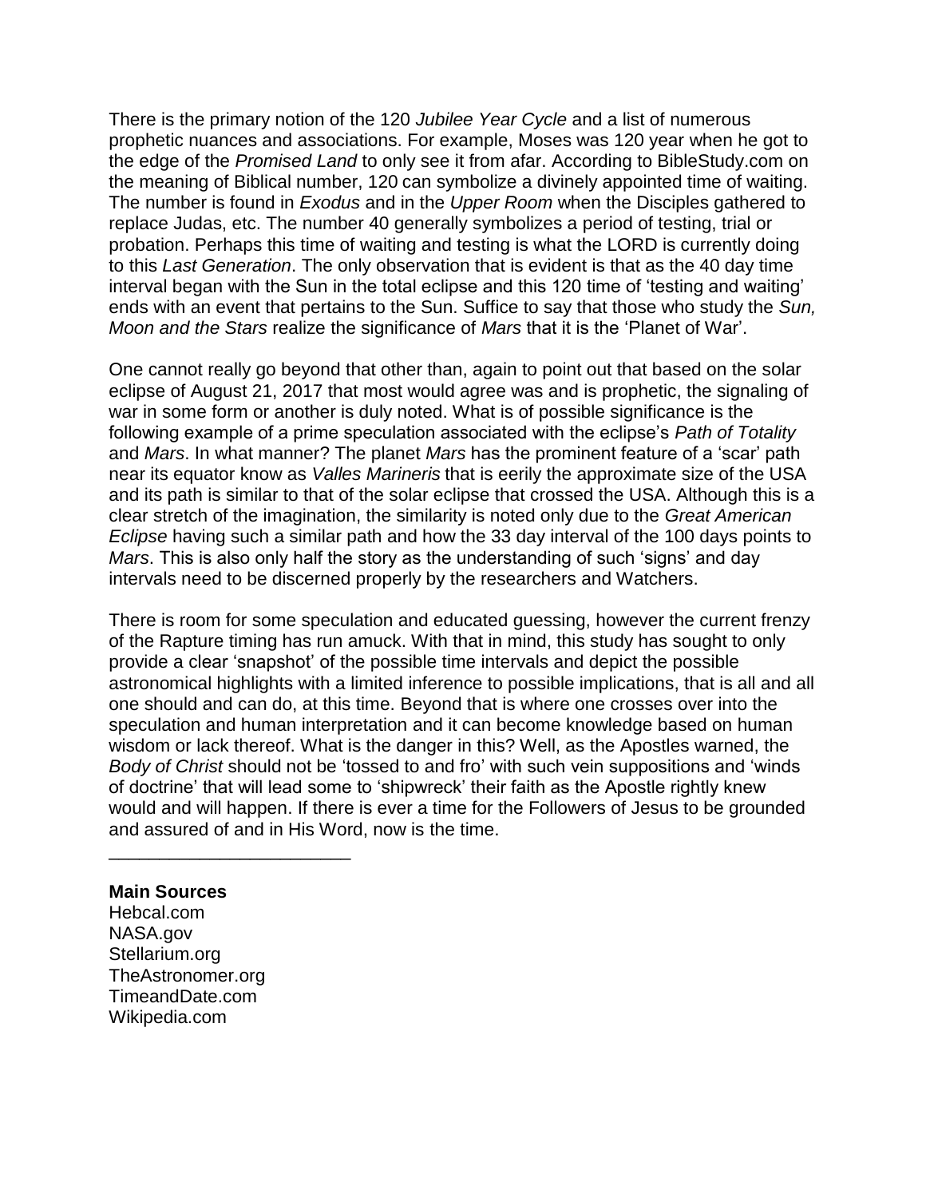There is the primary notion of the 120 *Jubilee Year Cycle* and a list of numerous prophetic nuances and associations. For example, Moses was 120 year when he got to the edge of the *Promised Land* to only see it from afar. According to BibleStudy.com on the meaning of Biblical number, 120 can symbolize a divinely appointed time of waiting. The number is found in *Exodus* and in the *Upper Room* when the Disciples gathered to replace Judas, etc. The number 40 generally symbolizes a period of testing, trial or probation. Perhaps this time of waiting and testing is what the LORD is currently doing to this *Last Generation*. The only observation that is evident is that as the 40 day time interval began with the Sun in the total eclipse and this 120 time of 'testing and waiting' ends with an event that pertains to the Sun. Suffice to say that those who study the *Sun, Moon and the Stars* realize the significance of *Mars* that it is the 'Planet of War'.

One cannot really go beyond that other than, again to point out that based on the solar eclipse of August 21, 2017 that most would agree was and is prophetic, the signaling of war in some form or another is duly noted. What is of possible significance is the following example of a prime speculation associated with the eclipse's *Path of Totality* and *Mars*. In what manner? The planet *Mars* has the prominent feature of a 'scar' path near its equator know as *Valles Marineris* that is eerily the approximate size of the USA and its path is similar to that of the solar eclipse that crossed the USA. Although this is a clear stretch of the imagination, the similarity is noted only due to the *Great American Eclipse* having such a similar path and how the 33 day interval of the 100 days points to *Mars*. This is also only half the story as the understanding of such 'signs' and day intervals need to be discerned properly by the researchers and Watchers.

There is room for some speculation and educated guessing, however the current frenzy of the Rapture timing has run amuck. With that in mind, this study has sought to only provide a clear 'snapshot' of the possible time intervals and depict the possible astronomical highlights with a limited inference to possible implications, that is all and all one should and can do, at this time. Beyond that is where one crosses over into the speculation and human interpretation and it can become knowledge based on human wisdom or lack thereof. What is the danger in this? Well, as the Apostles warned, the *Body of Christ* should not be 'tossed to and fro' with such vein suppositions and 'winds of doctrine' that will lead some to 'shipwreck' their faith as the Apostle rightly knew would and will happen. If there is ever a time for the Followers of Jesus to be grounded and assured of and in His Word, now is the time.

________________________

**Main Sources**
Hebcal.com
NASA.gov
Stellarium.org
TheAstronomer.org
TimeandDate.com
Wikipedia.com